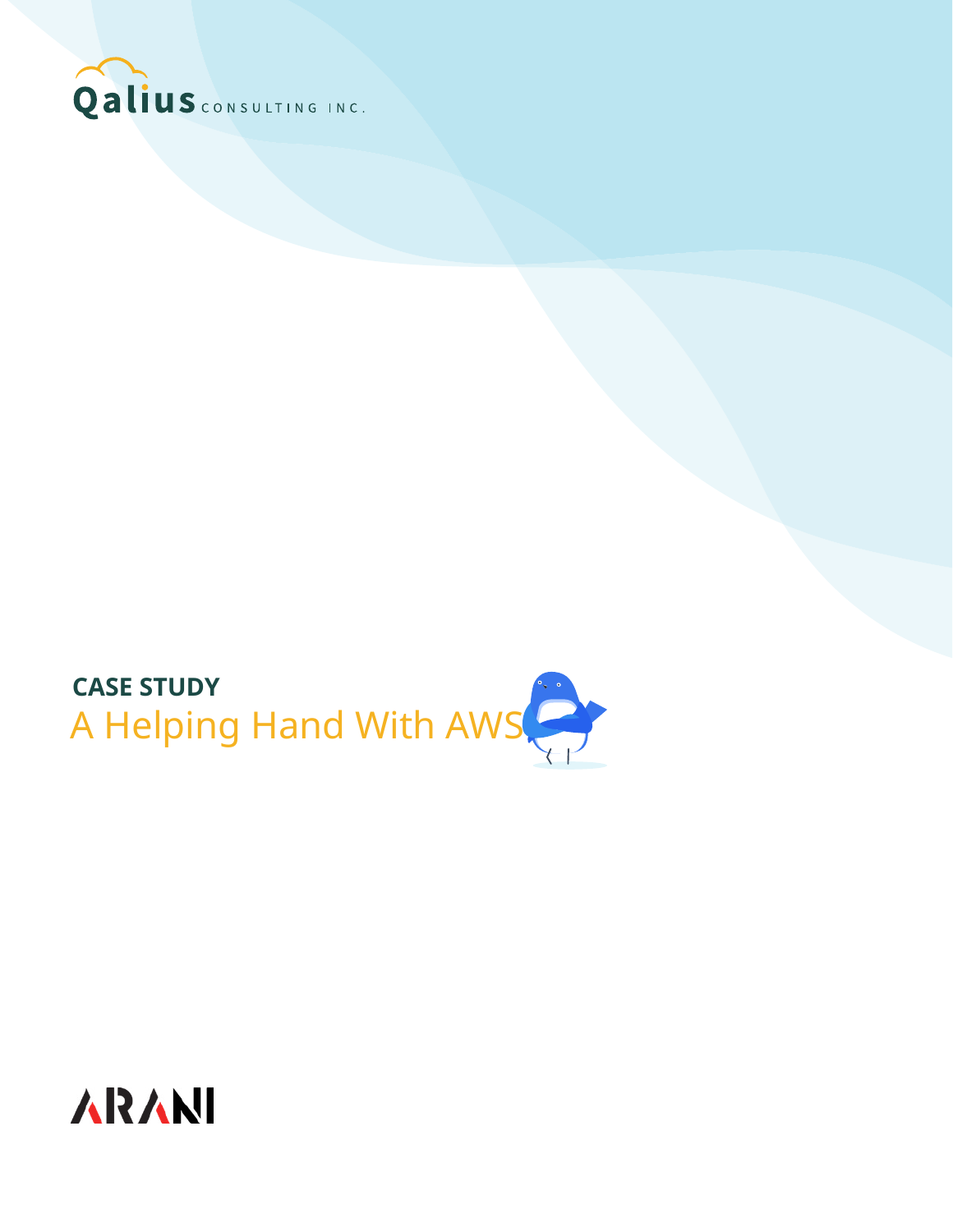Qalius CONSULTING INC.

**CASE STUDY**

# A Helping Hand With AWS

ARANI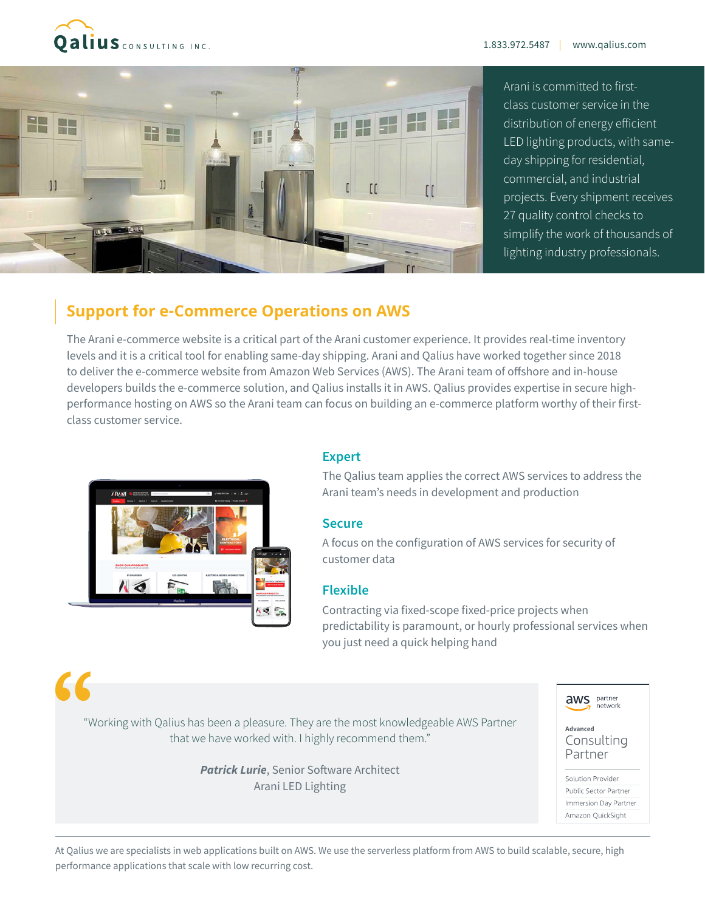Qalius CONSULTING INC.

1.833.972.5487 | www.qalius.com

Arani is committed to first-class customer service in the distribution of energy efficient LED lighting products, with same-day shipping for residential, commercial, and industrial projects. Every shipment receives 27 quality control checks to simplify the work of thousands of lighting industry professionals.

## Support for e-Commerce Operations on AWS

The Arani e-commerce website is a critical part of the Arani customer experience. It provides real-time inventory levels and it is a critical tool for enabling same-day shipping. Arani and Qalius have worked together since 2018 to deliver the e-commerce website from Amazon Web Services (AWS). The Arani team of offshore and in-house developers builds the e-commerce solution, and Qalius installs it in AWS. Qalius provides expertise in secure high-performance hosting on AWS so the Arani team can focus on building an e-commerce platform worthy of their first-class customer service.

### Expert

The Qalius team applies the correct AWS services to address the Arani team's needs in development and production

### Secure

A focus on the configuration of AWS services for security of customer data

### Flexible

Contracting via fixed-scope fixed-price projects when predictability is paramount, or hourly professional services when you just need a quick helping hand

> "Working with Qalius has been a pleasure. They are the most knowledgeable AWS Partner that we have worked with. I highly recommend them."
>
> ***Patrick Lurie***, Senior Software Architect
> Arani LED Lighting

aws partner network

Advanced
Consulting Partner

Solution Provider
Public Sector Partner
Immersion Day Partner
Amazon QuickSight

At Qalius we are specialists in web applications built on AWS. We use the serverless platform from AWS to build scalable, secure, high performance applications that scale with low recurring cost.